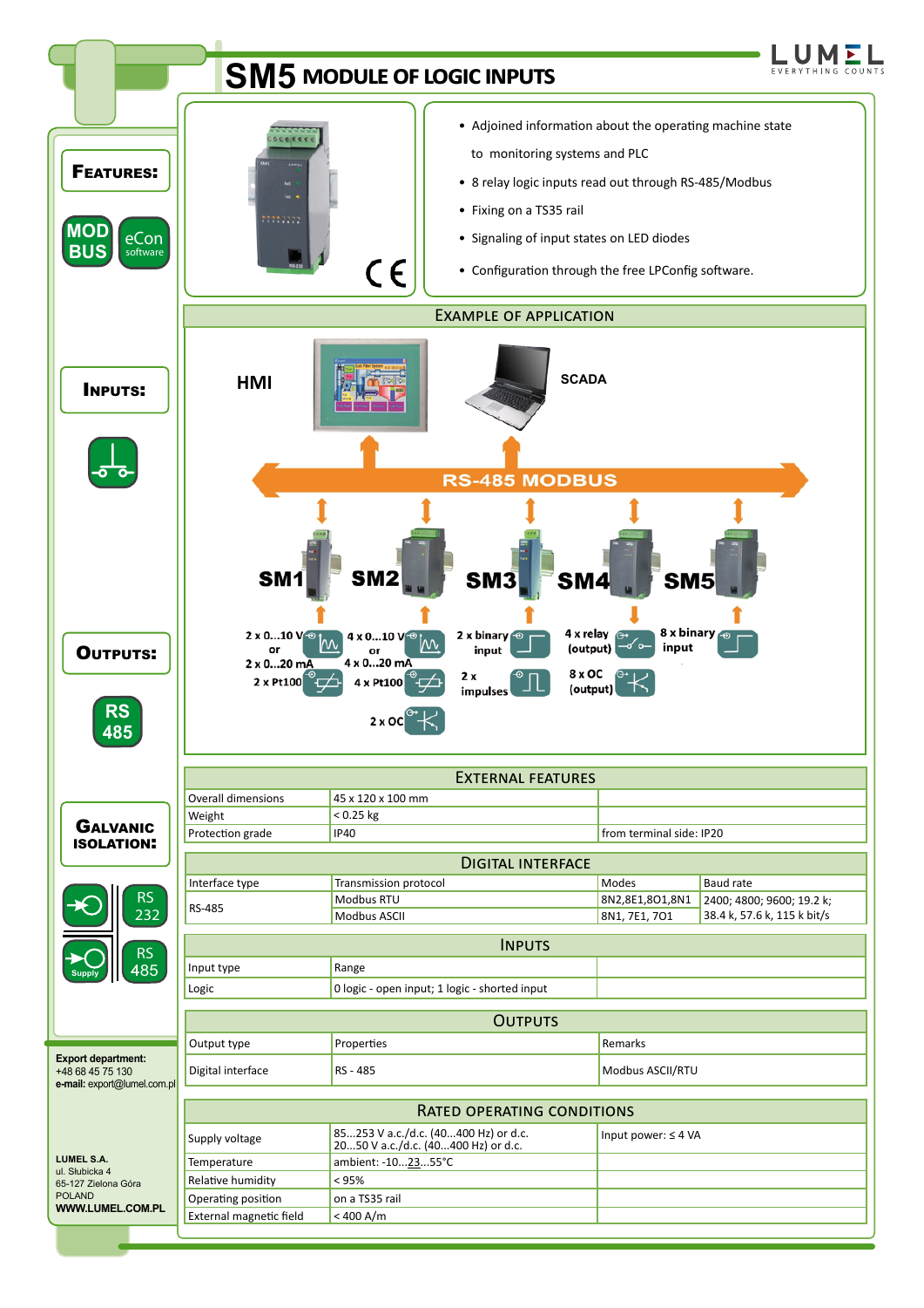# SM5 MODULE OF LOGIC INPUTS

**FEATURES:**

MOD BUS | eCon software

- Adjoined information about the operating machine state to monitoring systems and PLC
- 8 relay logic inputs read out through RS-485/Modbus
- Fixing on a TS35 rail
- Signaling of input states on LED diodes
- Configuration through the free LPConfig software.

**INPUTS:**

**OUTPUTS:**

RS 485

**GALVANIC ISOLATION:**

RS 232

Supply | RS 485

## EXAMPLE OF APPLICATION

HMI

SCADA

RS-485 MODBUS

SM1: 2 x 0...10 V or 2 x 0...20 mA; 2 x Pt100

SM2: 4 x 0...10 V or 4 x 0...20 mA; 4 x Pt100; 2 x OC

SM3: 2 x binary input; 2 x impulses

SM4: 4 x relay (output); 8 x OC (output)

SM5: 8 x binary input

## EXTERNAL FEATURES

| | | |
|---|---|---|
| Overall dimensions | 45 x 120 x 100 mm | |
| Weight | < 0.25 kg | |
| Protection grade | IP40 | from terminal side: IP20 |

## DIGITAL INTERFACE

| Interface type | Transmission protocol | Modes | Baud rate |
|---|---|---|---|
| RS-485 | Modbus RTU | 8N2,8E1,8O1,8N1 | 2400; 4800; 9600; 19.2 k; |
| | Modbus ASCII | 8N1, 7E1, 7O1 | 38.4 k, 57.6 k, 115 k bit/s |

## INPUTS

| Input type | Range | |
|---|---|---|
| Logic | 0 logic - open input; 1 logic - shorted input | |

## OUTPUTS

| Output type | Properties | Remarks |
|---|---|---|
| Digital interface | RS - 485 | Modbus ASCII/RTU |

## RATED OPERATING CONDITIONS

| | | |
|---|---|---|
| Supply voltage | 85...253 V a.c./d.c. (40...400 Hz) or d.c.<br>20...50 V a.c./d.c. (40...400 Hz) or d.c. | Input power: ≤ 4 VA |
| Temperature | ambient: -10...23...55°C | |
| Relative humidity | < 95% | |
| Operating position | on a TS35 rail | |
| External magnetic field | < 400 A/m | |

**Export department:**
+48 68 45 75 130
**e-mail:** export@lumel.com.pl

**LUMEL S.A.**
ul. Słubicka 4
65-127 Zielona Góra
POLAND
**WWW.LUMEL.COM.PL**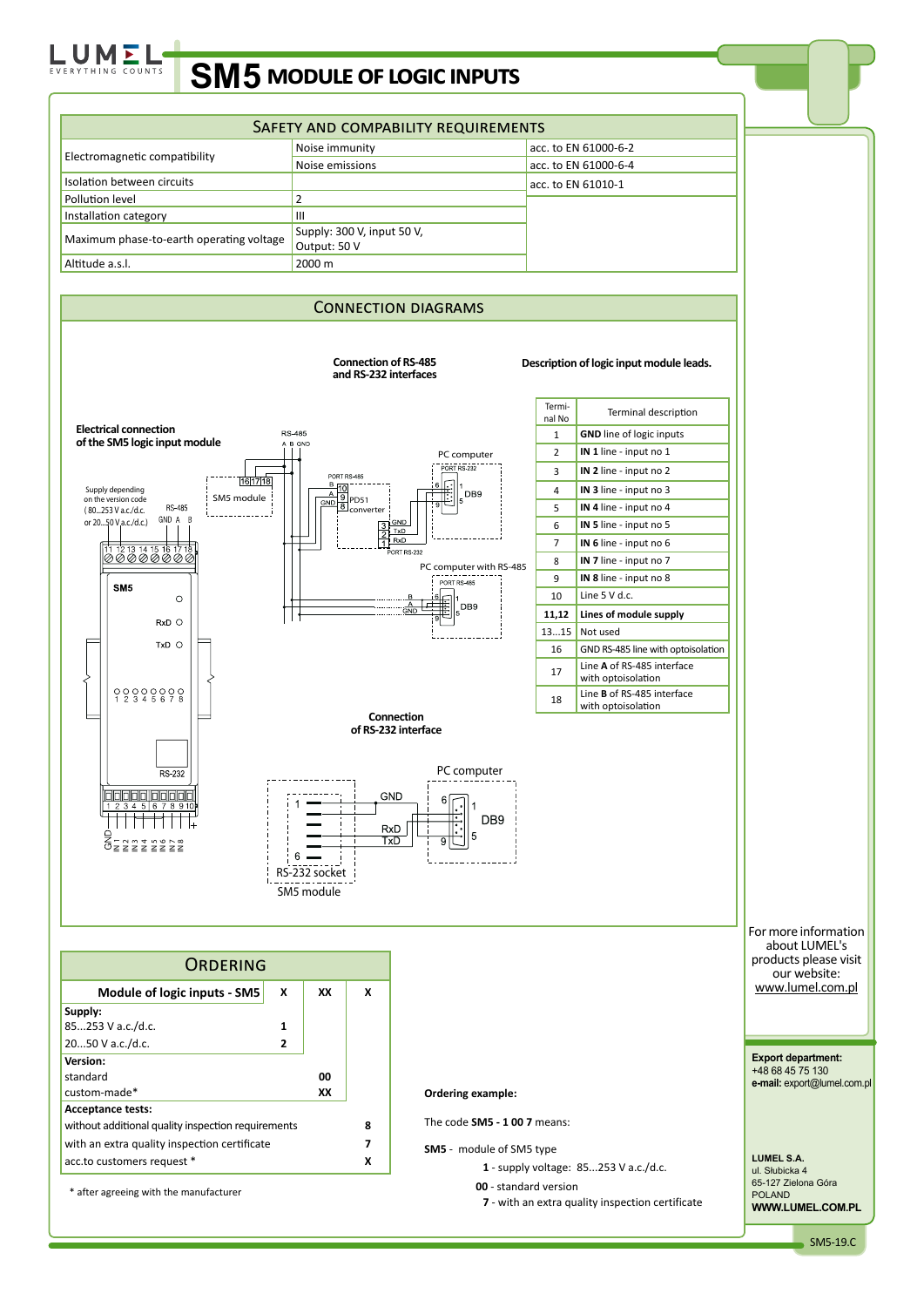# SM5 MODULE OF LOGIC INPUTS

## SAFETY AND COMPABILITY REQUIREMENTS

| | | |
|---|---|---|
| Electromagnetic compatibility | Noise immunity | acc. to EN 61000-6-2 |
| | Noise emissions | acc. to EN 61000-6-4 |
| Isolation between circuits | | acc. to EN 61010-1 |
| Pollution level | 2 | |
| Installation category | III | |
| Maximum phase-to-earth operating voltage | Supply: 300 V, input 50 V, Output: 50 V | |
| Altitude a.s.l. | 2000 m | |

## CONNECTION DIAGRAMS

**Electrical connection of the SM5 logic input module**

Supply depending on the version code (80...253 V a.c./d.c. or 20...50 V a.c./d.c.)

RS-485 GND A B

11 12 13 14 15 16 17 18

SM5

RxD

TxD

1 2 3 4 5 6 7 8

RS-232

1 2 3 4 5 6 7 8 9 10

GND IN1 IN2 IN3 IN4 IN5 IN6 IN7 IN8 -- +

**Connection of RS-485 and RS-232 interfaces**

RS-485 A B GND

16 17 18 SM5 module

PORT RS-485 B A GND 10 9 8 PD51 converter

GND TxD RxD 3 2 1 PORT RS-232

PC computer PORT RS-232 6 1 DB9 9 5

PC computer with RS-485 PORT RS-485 B A GND 6 1 DB9 9 5

**Connection of RS-232 interface**

1 6 RS-232 socket SM5 module

GND RxD TxD

PC computer 6 1 DB9 9 5

**Description of logic input module leads.**

| Terminal No | Terminal description |
|---|---|
| 1 | **GND** line of logic inputs |
| 2 | **IN 1** line - input no 1 |
| 3 | **IN 2** line - input no 2 |
| 4 | **IN 3** line - input no 3 |
| 5 | **IN 4** line - input no 4 |
| 6 | **IN 5** line - input no 5 |
| 7 | **IN 6** line - input no 6 |
| 8 | **IN 7** line - input no 7 |
| 9 | **IN 8** line - input no 8 |
| 10 | Line 5 V d.c. |
| **11,12** | **Lines of module supply** |
| 13...15 | Not used |
| 16 | GND RS-485 line with optoisolation |
| 17 | Line **A** of RS-485 interface with optoisolation |
| 18 | Line **B** of RS-485 interface with optoisolation |

## ORDERING

| **Module of logic inputs - SM5** | X | XX | X |
|---|---|---|---|
| **Supply:** | | | |
| 85...253 V a.c./d.c. | 1 | | |
| 20...50 V a.c./d.c. | 2 | | |
| **Version:** | | | |
| standard | | 00 | |
| custom-made* | | XX | |
| **Acceptance tests:** | | | |
| without additional quality inspection requirements | | | 8 |
| with an extra quality inspection certificate | | | 7 |
| acc.to customers request * | | | X |

\* after agreeing with the manufacturer

**Ordering example:**

The code **SM5 - 1 00 7** means:

**SM5** - module of SM5 type
**1** - supply voltage: 85...253 V a.c./d.c.
**00** - standard version
**7** - with an extra quality inspection certificate

For more information about LUMEL's products please visit our website: www.lumel.com.pl

**Export department:**
+48 68 45 75 130
**e-mail:** export@lumel.com.pl

**LUMEL S.A.**
ul. Słubicka 4
65-127 Zielona Góra
POLAND
**WWW.LUMEL.COM.PL**

SM5-19.C